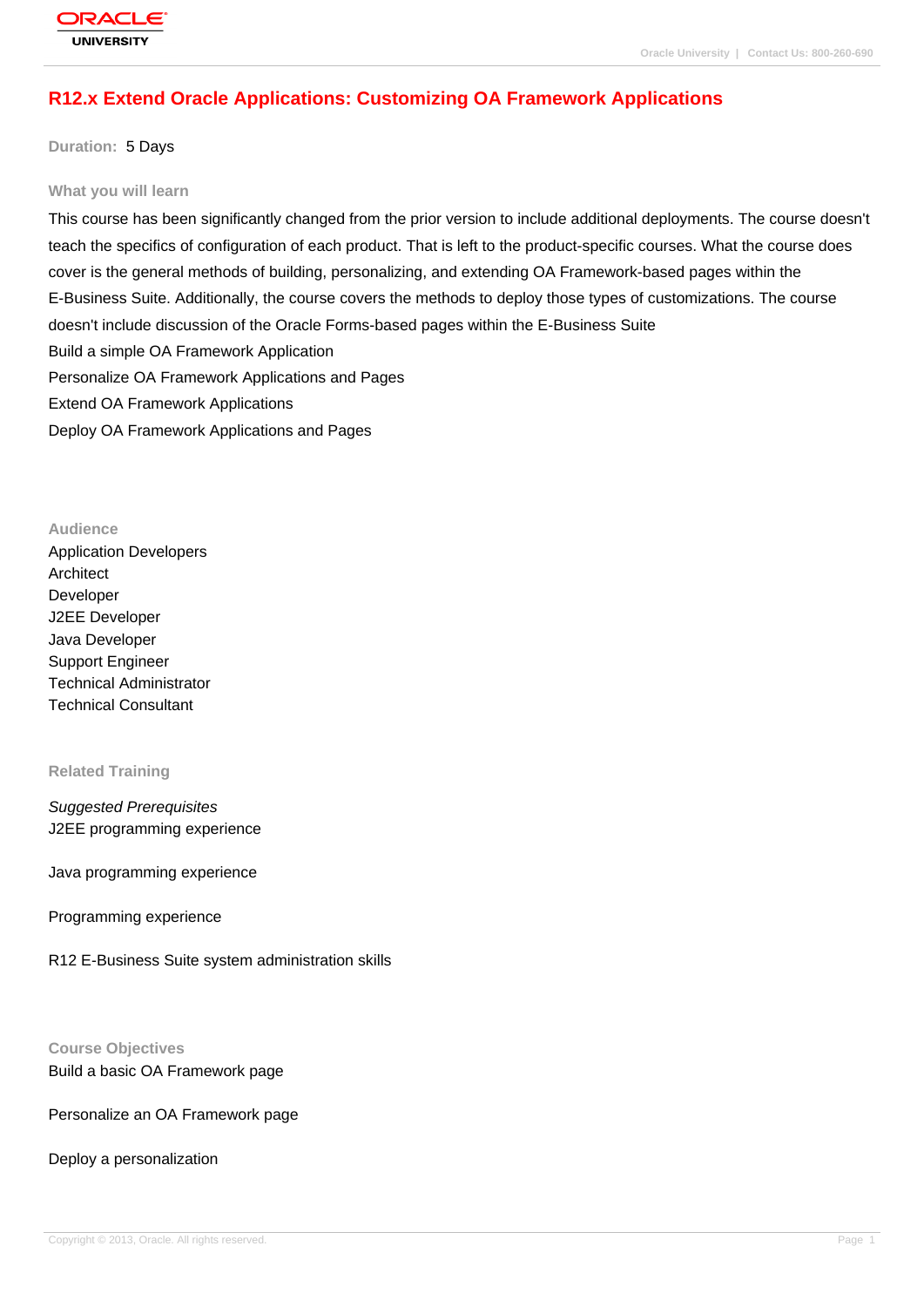# R12.x Extend Oracle Applications: Customizing OA Framework Applications

**Duration:** 5 Days

## What you will learn

This course has been significantly changed from the prior version to include additional deployments. The course doesn't teach the specifics of configuration of each product. That is left to the product-specific courses. What the course does cover is the general methods of building, personalizing, and extending OA Framework-based pages within the E-Business Suite. Additionally, the course covers the methods to deploy those types of customizations. The course doesn't include discussion of the Oracle Forms-based pages within the E-Business Suite

Build a simple OA Framework Application

Personalize OA Framework Applications and Pages

Extend OA Framework Applications

Deploy OA Framework Applications and Pages

## Audience

Application Developers

Architect

Developer

J2EE Developer

Java Developer

Support Engineer

Technical Administrator

Technical Consultant

## Related Training

*Suggested Prerequisites*

J2EE programming experience

Java programming experience

Programming experience

R12 E-Business Suite system administration skills

## Course Objectives

Build a basic OA Framework page

Personalize an OA Framework page

Deploy a personalization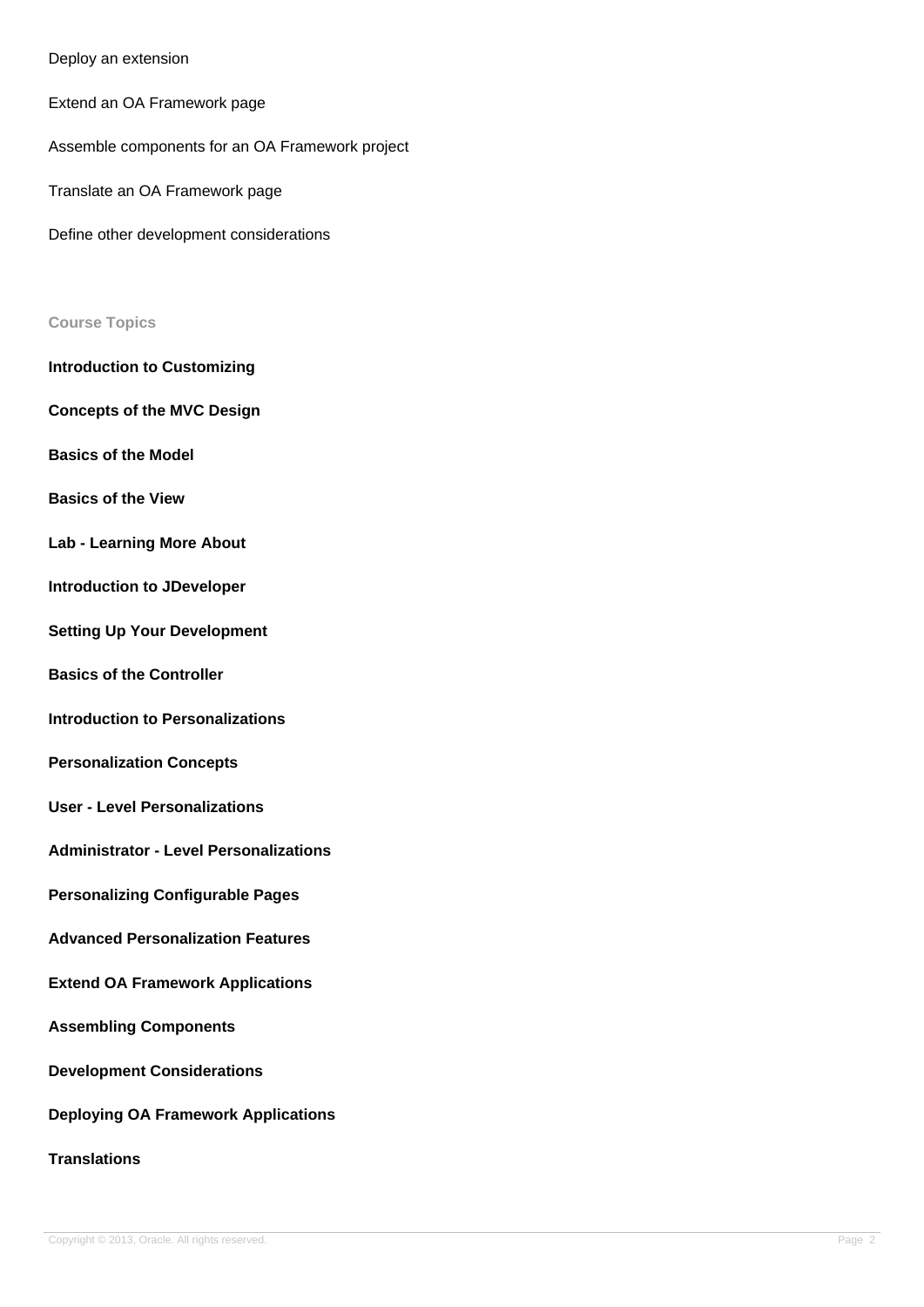Deploy an extension

Extend an OA Framework page

Assemble components for an OA Framework project

Translate an OA Framework page

Define other development considerations

### Course Topics

**Introduction to Customizing**

**Concepts of the MVC Design**

**Basics of the Model**

**Basics of the View**

**Lab - Learning More About**

**Introduction to JDeveloper**

**Setting Up Your Development**

**Basics of the Controller**

**Introduction to Personalizations**

**Personalization Concepts**

**User - Level Personalizations**

**Administrator - Level Personalizations**

**Personalizing Configurable Pages**

**Advanced Personalization Features**

**Extend OA Framework Applications**

**Assembling Components**

**Development Considerations**

**Deploying OA Framework Applications**

**Translations**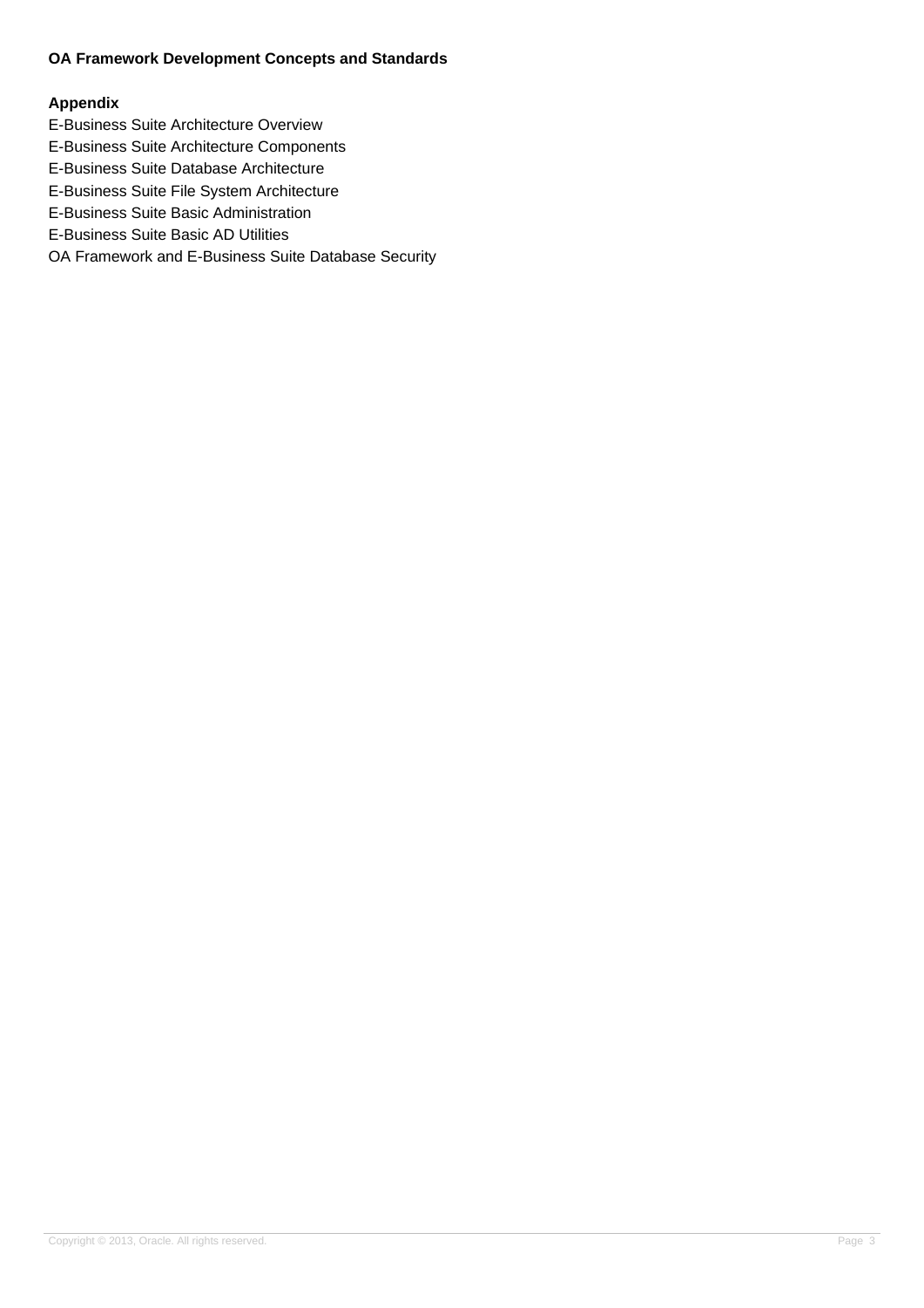**OA Framework Development Concepts and Standards**

**Appendix**

E-Business Suite Architecture Overview
E-Business Suite Architecture Components
E-Business Suite Database Architecture
E-Business Suite File System Architecture
E-Business Suite Basic Administration
E-Business Suite Basic AD Utilities
OA Framework and E-Business Suite Database Security